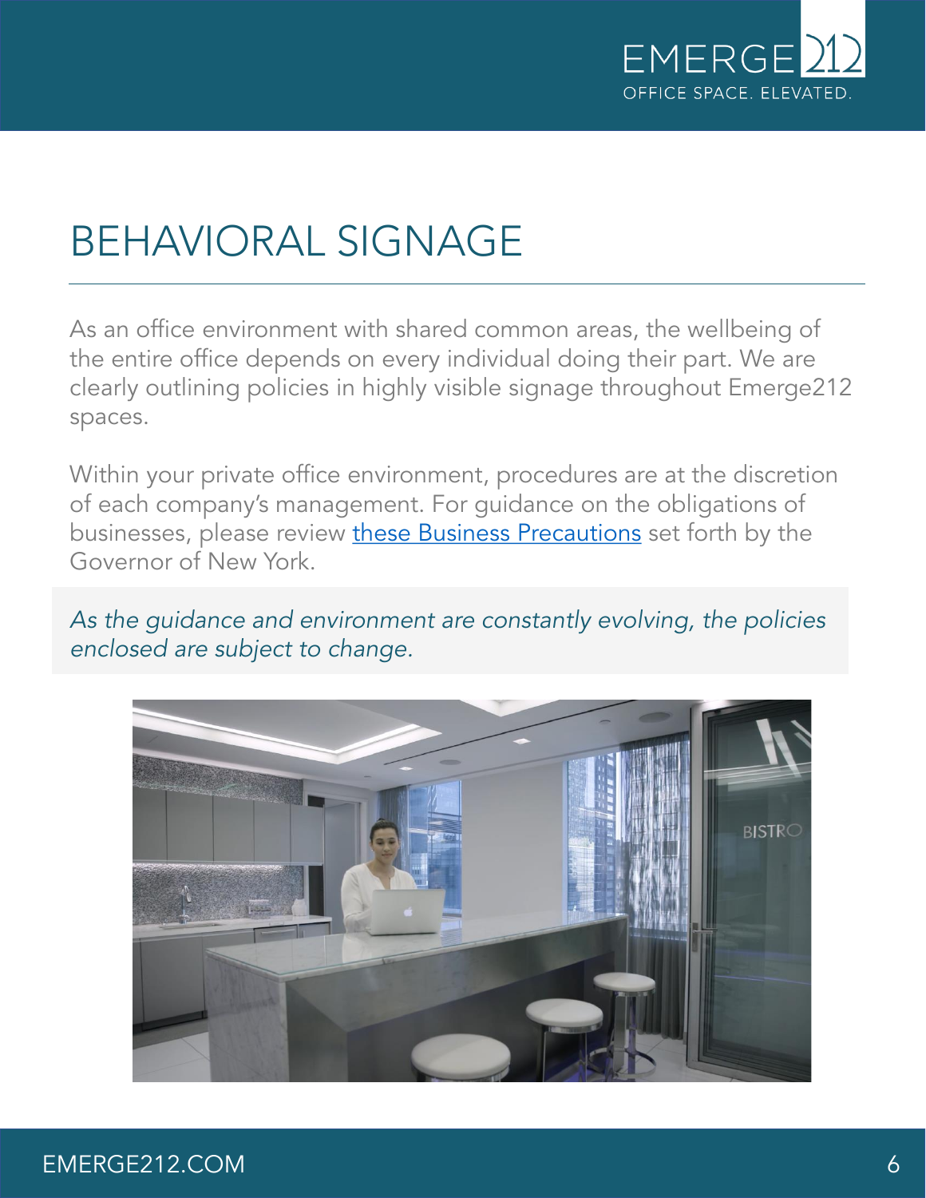# BEHAVIORAL SIGNAGE

As an office environment with shared common areas, the wellbeing of the entire office depends on every individual doing their part. We are clearly outlining policies in highly visible signage throughout Emerge212 spaces.

Within your private office environment, procedures are at the discretion of each company's management. For guidance on the obligations of businesses, please review these Business Precautions set forth by the Governor of New York.

*As the guidance and environment are constantly evolving, the policies enclosed are subject to change.*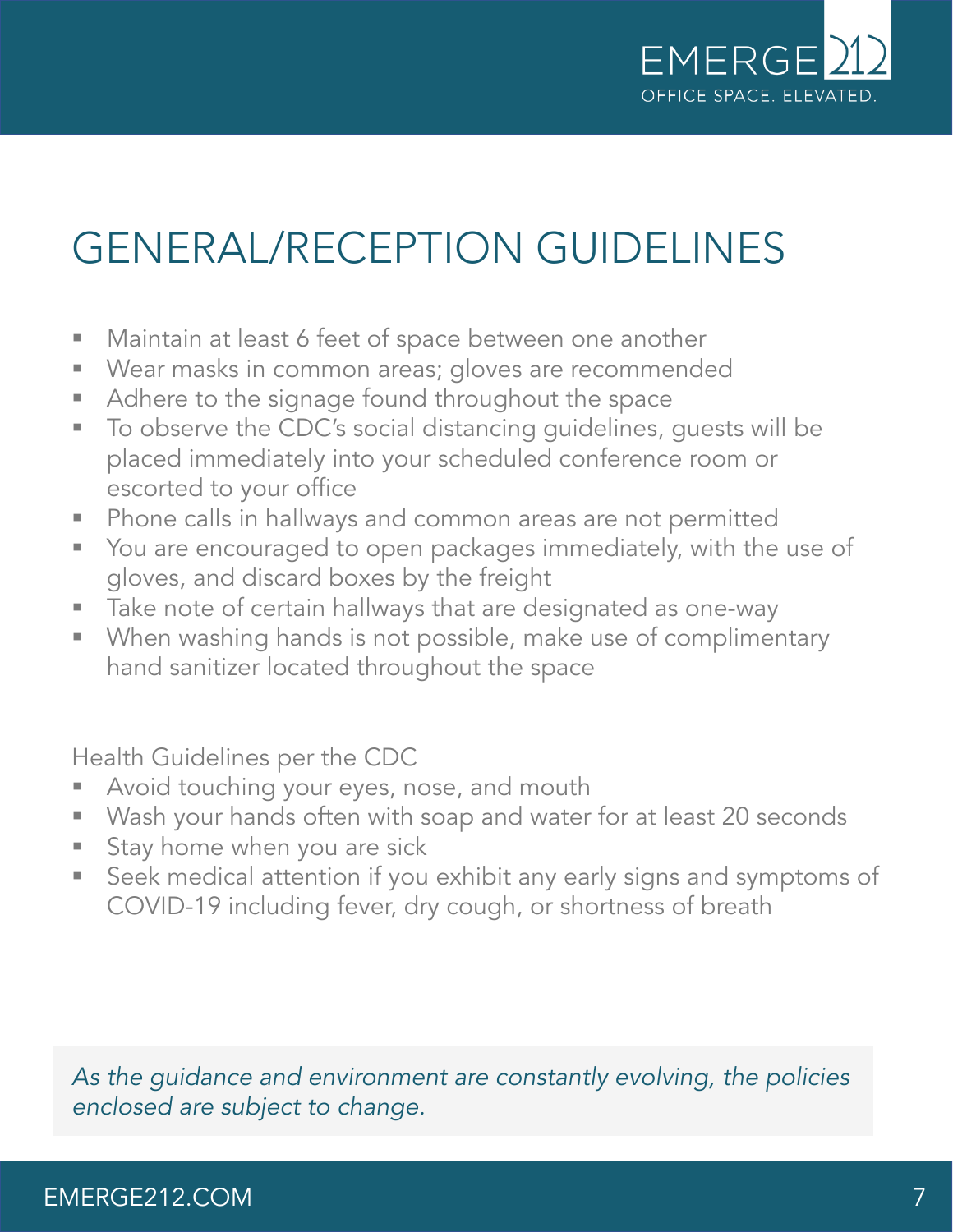# GENERAL/RECEPTION GUIDELINES

- Maintain at least 6 feet of space between one another
- Wear masks in common areas; gloves are recommended
- Adhere to the signage found throughout the space
- To observe the CDC's social distancing guidelines, guests will be placed immediately into your scheduled conference room or escorted to your office
- Phone calls in hallways and common areas are not permitted
- You are encouraged to open packages immediately, with the use of gloves, and discard boxes by the freight
- Take note of certain hallways that are designated as one-way
- When washing hands is not possible, make use of complimentary hand sanitizer located throughout the space

Health Guidelines per the CDC

- Avoid touching your eyes, nose, and mouth
- Wash your hands often with soap and water for at least 20 seconds
- Stay home when you are sick
- Seek medical attention if you exhibit any early signs and symptoms of COVID-19 including fever, dry cough, or shortness of breath

*As the guidance and environment are constantly evolving, the policies enclosed are subject to change.*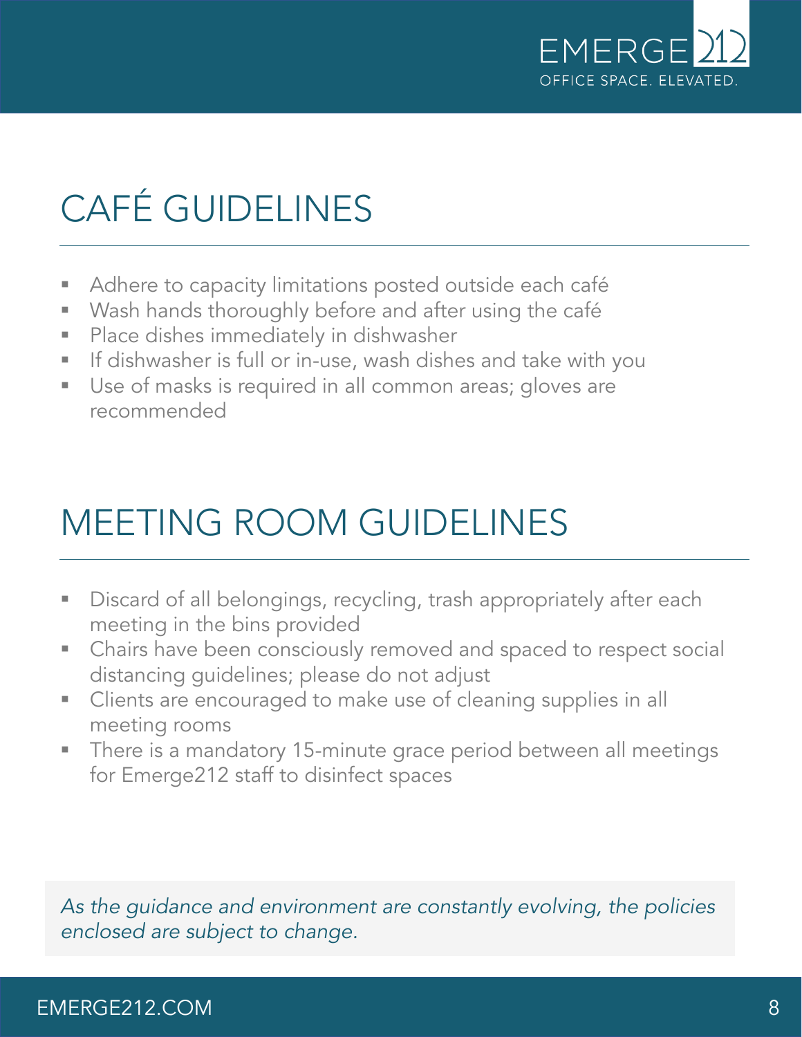# CAFÉ GUIDELINES

- Adhere to capacity limitations posted outside each café
- Wash hands thoroughly before and after using the café
- Place dishes immediately in dishwasher
- If dishwasher is full or in-use, wash dishes and take with you
- Use of masks is required in all common areas; gloves are recommended

# MEETING ROOM GUIDELINES

- Discard of all belongings, recycling, trash appropriately after each meeting in the bins provided
- Chairs have been consciously removed and spaced to respect social distancing guidelines; please do not adjust
- Clients are encouraged to make use of cleaning supplies in all meeting rooms
- There is a mandatory 15-minute grace period between all meetings for Emerge212 staff to disinfect spaces

*As the guidance and environment are constantly evolving, the policies enclosed are subject to change.*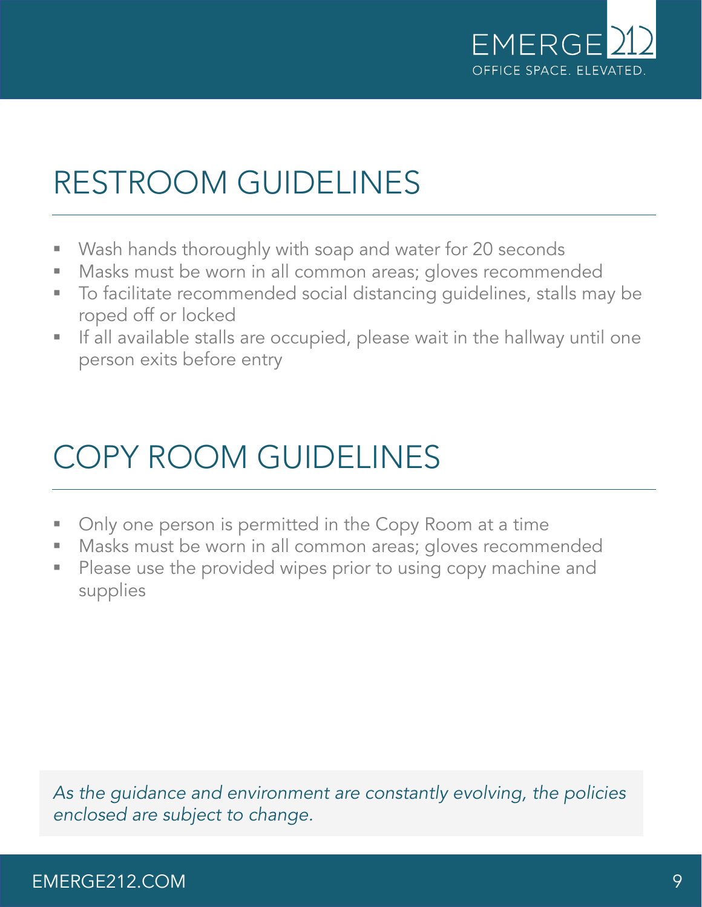# RESTROOM GUIDELINES

- Wash hands thoroughly with soap and water for 20 seconds
- Masks must be worn in all common areas; gloves recommended
- To facilitate recommended social distancing guidelines, stalls may be roped off or locked
- If all available stalls are occupied, please wait in the hallway until one person exits before entry

# COPY ROOM GUIDELINES

- Only one person is permitted in the Copy Room at a time
- Masks must be worn in all common areas; gloves recommended
- Please use the provided wipes prior to using copy machine and supplies

*As the guidance and environment are constantly evolving, the policies enclosed are subject to change.*